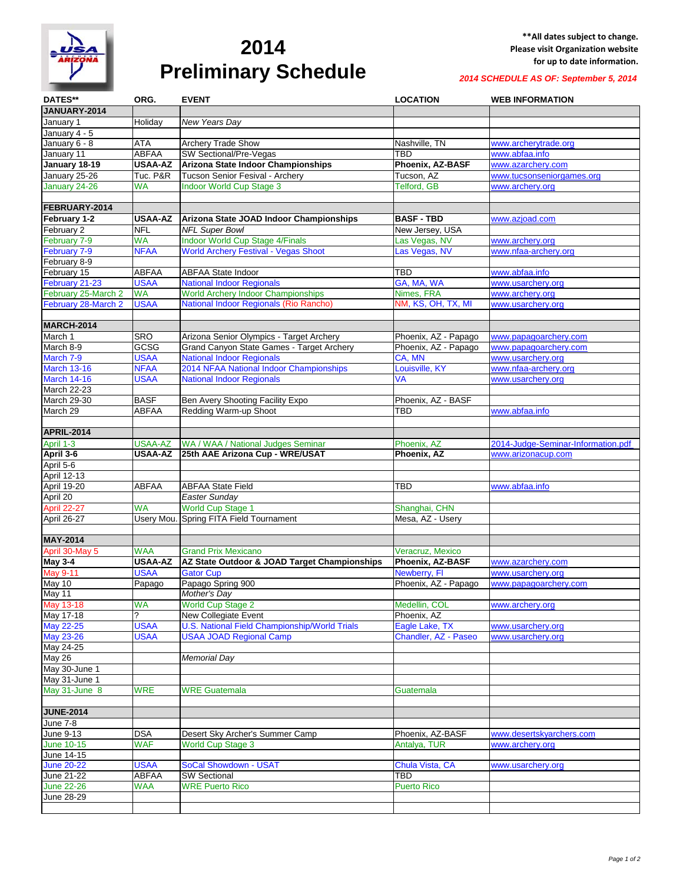# 2014 Preliminary Schedule

**All dates subject to change. Please visit Organization website for up to date information.

*2014 SCHEDULE AS OF: September 5, 2014*

| DATES** | ORG. | EVENT | LOCATION | WEB INFORMATION |
|---|---|---|---|---|
| **JANUARY-2014** | | | | |
| January 1 | Holiday | *New Years Day* | | |
| January 4 - 5 | | | | |
| January 6 - 8 | ATA | Archery Trade Show | Nashville, TN | www.archerytrade.org |
| January 11 | ABFAA | SW Sectional/Pre-Vegas | TBD | www.abfaa.info |
| **January 18-19** | **USAA-AZ** | **Arizona State Indoor Championships** | **Phoenix, AZ-BASF** | www.azarchery.com |
| January 25-26 | Tuc. P&R | Tucson Senior Fesival - Archery | Tucson, AZ | www.tucsonseniorgames.org |
| January 24-26 | WA | Indoor World Cup Stage 3 | Telford, GB | www.archery.org |
| | | | | |
| **FEBRUARY-2014** | | | | |
| **February 1-2** | **USAA-AZ** | **Arizona State JOAD Indoor Championships** | **BASF - TBD** | www.azjoad.com |
| February 2 | NFL | *NFL Super Bowl* | New Jersey, USA | |
| February 7-9 | WA | Indoor World Cup Stage 4/Finals | Las Vegas, NV | www.archery.org |
| February 7-9 | NFAA | World Archery Festival - Vegas Shoot | Las Vegas, NV | www.nfaa-archery.org |
| February 8-9 | | | | |
| February 15 | ABFAA | ABFAA State Indoor | TBD | www.abfaa.info |
| February 21-23 | USAA | National Indoor Regionals | GA, MA, WA | www.usarchery.org |
| February 25-March 2 | WA | World Archery Indoor Championships | Nimes, FRA | www.archery.org |
| February 28-March 2 | USAA | National Indoor Regionals (Rio Rancho) | NM, KS, OH, TX, MI | www.usarchery.org |
| | | | | |
| **MARCH-2014** | | | | |
| March 1 | SRO | Arizona Senior Olympics - Target Archery | Phoenix, AZ - Papago | www.papagoarchery.com |
| March 8-9 | GCSG | Grand Canyon State Games - Target Archery | Phoenix, AZ - Papago | www.papagoarchery.com |
| March 7-9 | USAA | National Indoor Regionals | CA, MN | www.usarchery.org |
| March 13-16 | NFAA | 2014 NFAA National Indoor Championships | Louisville, KY | www.nfaa-archery.org |
| March 14-16 | USAA | National Indoor Regionals | VA | www.usarchery.org |
| March 22-23 | | | | |
| March 29-30 | BASF | Ben Avery Shooting Facility Expo | Phoenix, AZ - BASF | |
| March 29 | ABFAA | Redding Warm-up Shoot | TBD | www.abfaa.info |
| | | | | |
| **APRIL-2014** | | | | |
| April 1-3 | USAA-AZ | WA / WAA / National Judges Seminar | Phoenix, AZ | 2014-Judge-Seminar-Information.pdf |
| **April 3-6** | **USAA-AZ** | **25th AAE Arizona Cup - WRE/USAT** | **Phoenix, AZ** | www.arizonacup.com |
| April 5-6 | | | | |
| April 12-13 | | | | |
| April 19-20 | ABFAA | ABFAA State Field | TBD | www.abfaa.info |
| April 20 | | *Easter Sunday* | | |
| April 22-27 | WA | World Cup Stage 1 | Shanghai, CHN | |
| April 26-27 | Usery Mou. | Spring FITA Field Tournament | Mesa, AZ - Usery | |
| | | | | |
| **MAY-2014** | | | | |
| April 30-May 5 | WAA | Grand Prix Mexicano | Veracruz, Mexico | |
| **May 3-4** | **USAA-AZ** | **AZ State Outdoor & JOAD Target Championships** | **Phoenix, AZ-BASF** | www.azarchery.com |
| May 9-11 | USAA | Gator Cup | Newberry, Fl | www.usarchery.org |
| May 10 | Papago | Papago Spring 900 | Phoenix, AZ - Papago | www.papagoarchery.com |
| May 11 | | *Mother's Day* | | |
| May 13-18 | WA | World Cup Stage 2 | Medellin, COL | www.archery.org |
| May 17-18 | ? | New Collegiate Event | Phoenix, AZ | |
| May 22-25 | USAA | U.S. National Field Championship/World Trials | Eagle Lake, TX | www.usarchery.org |
| May 23-26 | USAA | USAA JOAD Regional Camp | Chandler, AZ - Paseo | www.usarchery.org |
| May 24-25 | | | | |
| May 26 | | *Memorial Day* | | |
| May 30-June 1 | | | | |
| May 31-June 1 | | | | |
| May 31-June 8 | WRE | WRE Guatemala | Guatemala | |
| | | | | |
| **JUNE-2014** | | | | |
| June 7-8 | | | | |
| June 9-13 | DSA | Desert Sky Archer's Summer Camp | Phoenix, AZ-BASF | www.desertskyarchers.com |
| June 10-15 | WAF | World Cup Stage 3 | Antalya, TUR | www.archery.org |
| June 14-15 | | | | |
| June 20-22 | USAA | SoCal Showdown - USAT | Chula Vista, CA | www.usarchery.org |
| June 21-22 | ABFAA | SW Sectional | TBD | |
| June 22-26 | WAA | WRE Puerto Rico | Puerto Rico | |
| June 28-29 | | | | |
| | | | | |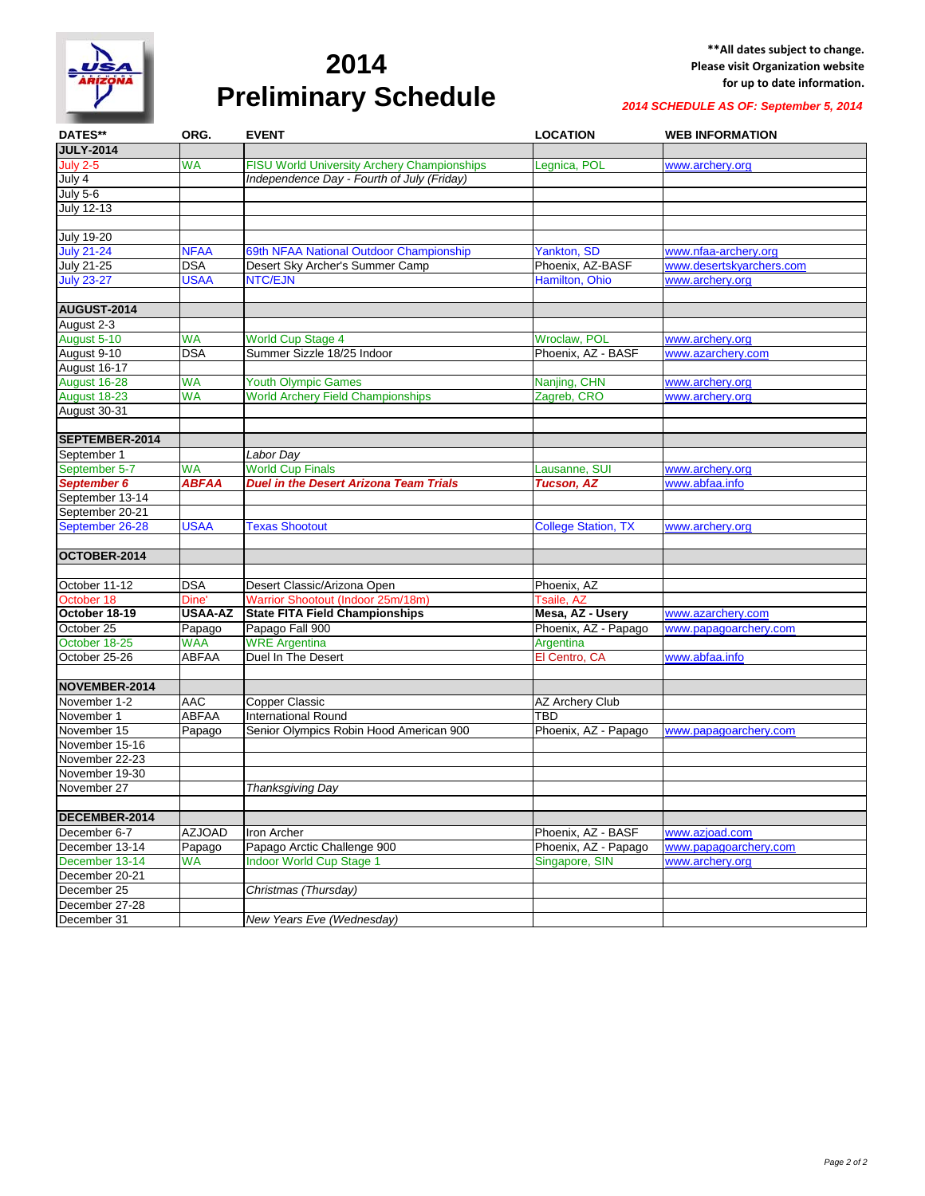# 2014 Preliminary Schedule

**All dates subject to change. Please visit Organization website for up to date information.

*2014 SCHEDULE AS OF: September 5, 2014*

| DATES** | ORG. | EVENT | LOCATION | WEB INFORMATION |
|---|---|---|---|---|
| **JULY-2014** | | | | |
| July 2-5 | WA | FISU World University Archery Championships | Legnica, POL | www.archery.org |
| July 4 | | *Independence Day - Fourth of July (Friday)* | | |
| July 5-6 | | | | |
| July 12-13 | | | | |
| | | | | |
| July 19-20 | | | | |
| July 21-24 | NFAA | 69th NFAA National Outdoor Championship | Yankton, SD | www.nfaa-archery.org |
| July 21-25 | DSA | Desert Sky Archer's Summer Camp | Phoenix, AZ-BASF | www.desertskyarchers.com |
| July 23-27 | USAA | NTC/EJN | Hamilton, Ohio | www.archery.org |
| | | | | |
| **AUGUST-2014** | | | | |
| August 2-3 | | | | |
| August 5-10 | WA | World Cup Stage 4 | Wroclaw, POL | www.archery.org |
| August 9-10 | DSA | Summer Sizzle 18/25 Indoor | Phoenix, AZ - BASF | www.azarchery.com |
| August 16-17 | | | | |
| August 16-28 | WA | Youth Olympic Games | Nanjing, CHN | www.archery.org |
| August 18-23 | WA | World Archery Field Championships | Zagreb, CRO | www.archery.org |
| August 30-31 | | | | |
| | | | | |
| **SEPTEMBER-2014** | | | | |
| September 1 | | *Labor Day* | | |
| September 5-7 | WA | World Cup Finals | Lausanne, SUI | www.archery.org |
| ***September 6*** | ***ABFAA*** | ***Duel in the Desert Arizona Team Trials*** | ***Tucson, AZ*** | www.abfaa.info |
| September 13-14 | | | | |
| September 20-21 | | | | |
| September 26-28 | USAA | Texas Shootout | College Station, TX | www.archery.org |
| | | | | |
| **OCTOBER-2014** | | | | |
| | | | | |
| October 11-12 | DSA | Desert Classic/Arizona Open | Phoenix, AZ | |
| October 18 | Dine' | Warrior Shootout (Indoor 25m/18m) | Tsaile, AZ | |
| **October 18-19** | **USAA-AZ** | **State FITA Field Championships** | **Mesa, AZ - Usery** | www.azarchery.com |
| October 25 | Papago | Papago Fall 900 | Phoenix, AZ - Papago | www.papagoarchery.com |
| October 18-25 | WAA | WRE Argentina | Argentina | |
| October 25-26 | ABFAA | Duel In The Desert | El Centro, CA | www.abfaa.info |
| | | | | |
| **NOVEMBER-2014** | | | | |
| November 1-2 | AAC | Copper Classic | AZ Archery Club | |
| November 1 | ABFAA | International Round | TBD | |
| November 15 | Papago | Senior Olympics Robin Hood American 900 | Phoenix, AZ - Papago | www.papagoarchery.com |
| November 15-16 | | | | |
| November 22-23 | | | | |
| November 19-30 | | | | |
| November 27 | | *Thanksgiving Day* | | |
| | | | | |
| **DECEMBER-2014** | | | | |
| December 6-7 | AZJOAD | Iron Archer | Phoenix, AZ - BASF | www.azjoad.com |
| December 13-14 | Papago | Papago Arctic Challenge 900 | Phoenix, AZ - Papago | www.papagoarchery.com |
| December 13-14 | WA | Indoor World Cup Stage 1 | Singapore, SIN | www.archery.org |
| December 20-21 | | | | |
| December 25 | | *Christmas (Thursday)* | | |
| December 27-28 | | | | |
| December 31 | | *New Years Eve (Wednesday)* | | |